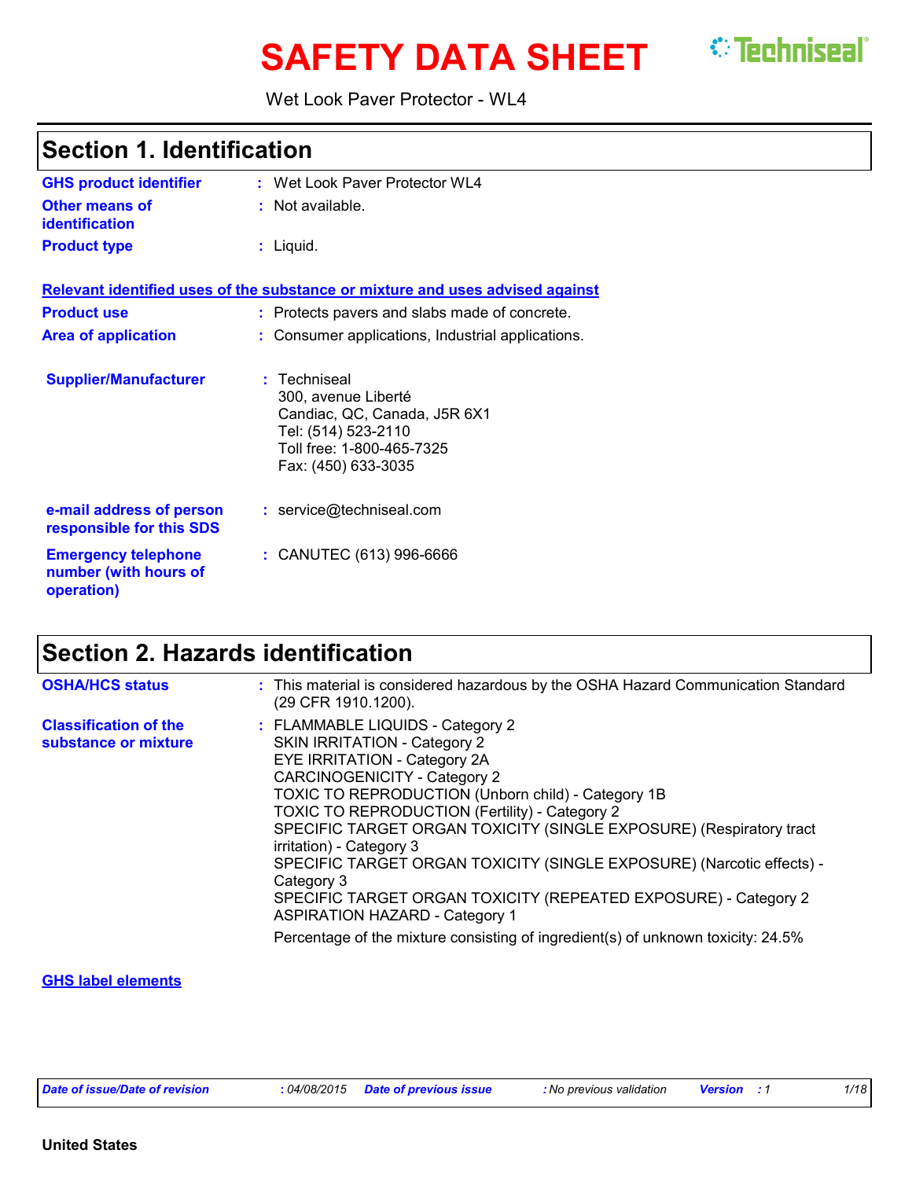# SAFETY DATA SHEET

Techniseal

Wet Look Paver Protector - WL4

## Section 1. Identification

**GHS product identifier** : Wet Look Paver Protector WL4

**Other means of identification** : Not available.

**Product type** : Liquid.

**Relevant identified uses of the substance or mixture and uses advised against**

**Product use** : Protects pavers and slabs made of concrete.

**Area of application** : Consumer applications, Industrial applications.

**Supplier/Manufacturer** : Techniseal
300, avenue Liberté
Candiac, QC, Canada, J5R 6X1
Tel: (514) 523-2110
Toll free: 1-800-465-7325
Fax: (450) 633-3035

**e-mail address of person responsible for this SDS** : service@techniseal.com

**Emergency telephone number (with hours of operation)** : CANUTEC (613) 996-6666

## Section 2. Hazards identification

**OSHA/HCS status** : This material is considered hazardous by the OSHA Hazard Communication Standard (29 CFR 1910.1200).

**Classification of the substance or mixture** : FLAMMABLE LIQUIDS - Category 2
SKIN IRRITATION - Category 2
EYE IRRITATION - Category 2A
CARCINOGENICITY - Category 2
TOXIC TO REPRODUCTION (Unborn child) - Category 1B
TOXIC TO REPRODUCTION (Fertility) - Category 2
SPECIFIC TARGET ORGAN TOXICITY (SINGLE EXPOSURE) (Respiratory tract irritation) - Category 3
SPECIFIC TARGET ORGAN TOXICITY (SINGLE EXPOSURE) (Narcotic effects) - Category 3
SPECIFIC TARGET ORGAN TOXICITY (REPEATED EXPOSURE) - Category 2
ASPIRATION HAZARD - Category 1

Percentage of the mixture consisting of ingredient(s) of unknown toxicity: 24.5%

**GHS label elements**

United States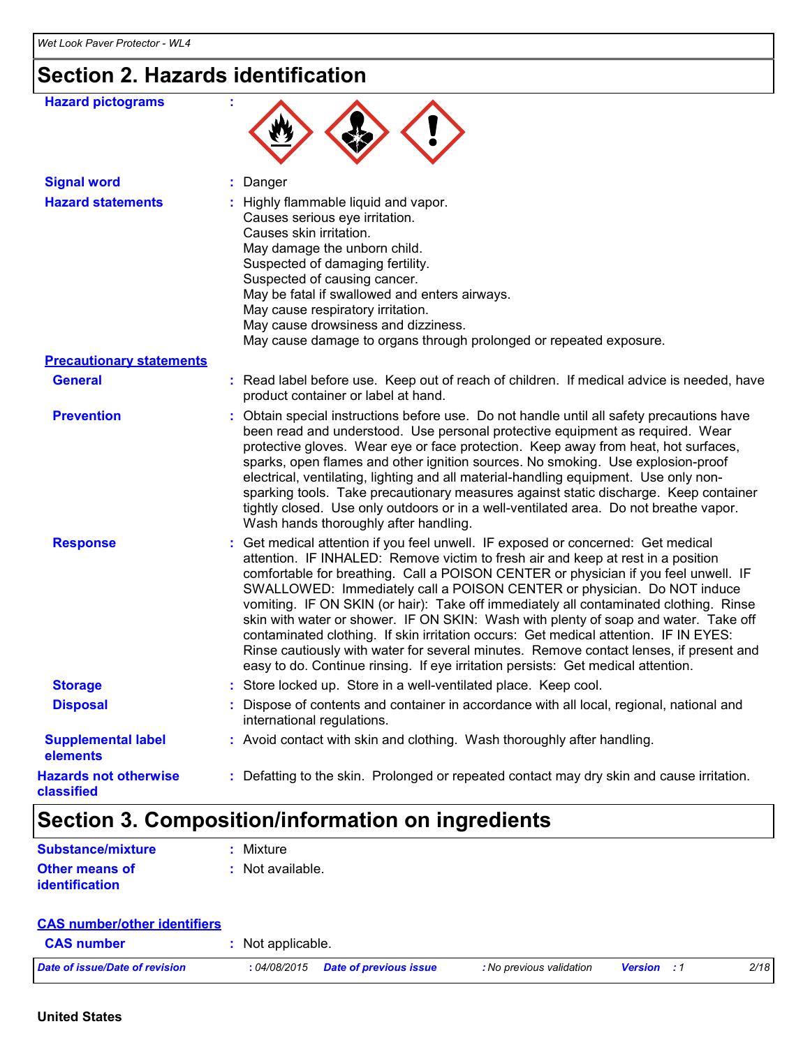## Section 2. Hazards identification

**Hazard pictograms** :

**Signal word** : Danger

**Hazard statements** : Highly flammable liquid and vapor.
Causes serious eye irritation.
Causes skin irritation.
May damage the unborn child.
Suspected of damaging fertility.
Suspected of causing cancer.
May be fatal if swallowed and enters airways.
May cause respiratory irritation.
May cause drowsiness and dizziness.
May cause damage to organs through prolonged or repeated exposure.

**Precautionary statements**

**General** : Read label before use. Keep out of reach of children. If medical advice is needed, have product container or label at hand.

**Prevention** : Obtain special instructions before use. Do not handle until all safety precautions have been read and understood. Use personal protective equipment as required. Wear protective gloves. Wear eye or face protection. Keep away from heat, hot surfaces, sparks, open flames and other ignition sources. No smoking. Use explosion-proof electrical, ventilating, lighting and all material-handling equipment. Use only non-sparking tools. Take precautionary measures against static discharge. Keep container tightly closed. Use only outdoors or in a well-ventilated area. Do not breathe vapor. Wash hands thoroughly after handling.

**Response** : Get medical attention if you feel unwell. IF exposed or concerned: Get medical attention. IF INHALED: Remove victim to fresh air and keep at rest in a position comfortable for breathing. Call a POISON CENTER or physician if you feel unwell. IF SWALLOWED: Immediately call a POISON CENTER or physician. Do NOT induce vomiting. IF ON SKIN (or hair): Take off immediately all contaminated clothing. Rinse skin with water or shower. IF ON SKIN: Wash with plenty of soap and water. Take off contaminated clothing. If skin irritation occurs: Get medical attention. IF IN EYES: Rinse cautiously with water for several minutes. Remove contact lenses, if present and easy to do. Continue rinsing. If eye irritation persists: Get medical attention.

**Storage** : Store locked up. Store in a well-ventilated place. Keep cool.

**Disposal** : Dispose of contents and container in accordance with all local, regional, national and international regulations.

**Supplemental label elements** : Avoid contact with skin and clothing. Wash thoroughly after handling.

**Hazards not otherwise classified** : Defatting to the skin. Prolonged or repeated contact may dry skin and cause irritation.

## Section 3. Composition/information on ingredients

**Substance/mixture** : Mixture

**Other means of identification** : Not available.

**CAS number/other identifiers**

**CAS number** : Not applicable.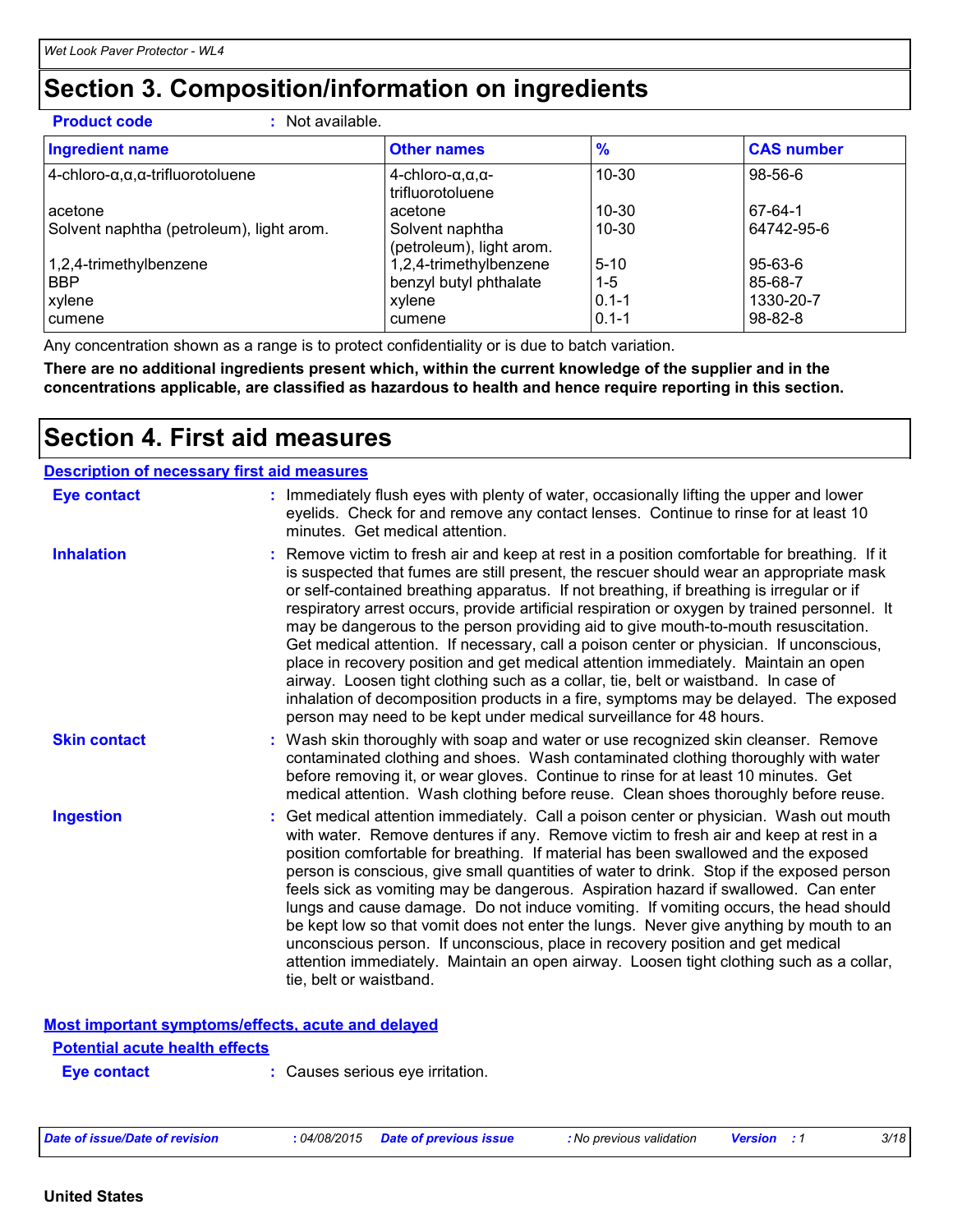# Section 3. Composition/information on ingredients

**Product code** : Not available.

| Ingredient name | Other names | % | CAS number |
|---|---|---|---|
| 4-chloro-α,α,α-trifluorotoluene | 4-chloro-α,α,α-trifluorotoluene | 10-30 | 98-56-6 |
| acetone | acetone | 10-30 | 67-64-1 |
| Solvent naphtha (petroleum), light arom. | Solvent naphtha (petroleum), light arom. | 10-30 | 64742-95-6 |
| 1,2,4-trimethylbenzene | 1,2,4-trimethylbenzene | 5-10 | 95-63-6 |
| BBP | benzyl butyl phthalate | 1-5 | 85-68-7 |
| xylene | xylene | 0.1-1 | 1330-20-7 |
| cumene | cumene | 0.1-1 | 98-82-8 |

Any concentration shown as a range is to protect confidentiality or is due to batch variation.

**There are no additional ingredients present which, within the current knowledge of the supplier and in the concentrations applicable, are classified as hazardous to health and hence require reporting in this section.**

# Section 4. First aid measures

## Description of necessary first aid measures

**Eye contact** : Immediately flush eyes with plenty of water, occasionally lifting the upper and lower eyelids. Check for and remove any contact lenses. Continue to rinse for at least 10 minutes. Get medical attention.

**Inhalation** : Remove victim to fresh air and keep at rest in a position comfortable for breathing. If it is suspected that fumes are still present, the rescuer should wear an appropriate mask or self-contained breathing apparatus. If not breathing, if breathing is irregular or if respiratory arrest occurs, provide artificial respiration or oxygen by trained personnel. It may be dangerous to the person providing aid to give mouth-to-mouth resuscitation. Get medical attention. If necessary, call a poison center or physician. If unconscious, place in recovery position and get medical attention immediately. Maintain an open airway. Loosen tight clothing such as a collar, tie, belt or waistband. In case of inhalation of decomposition products in a fire, symptoms may be delayed. The exposed person may need to be kept under medical surveillance for 48 hours.

**Skin contact** : Wash skin thoroughly with soap and water or use recognized skin cleanser. Remove contaminated clothing and shoes. Wash contaminated clothing thoroughly with water before removing it, or wear gloves. Continue to rinse for at least 10 minutes. Get medical attention. Wash clothing before reuse. Clean shoes thoroughly before reuse.

**Ingestion** : Get medical attention immediately. Call a poison center or physician. Wash out mouth with water. Remove dentures if any. Remove victim to fresh air and keep at rest in a position comfortable for breathing. If material has been swallowed and the exposed person is conscious, give small quantities of water to drink. Stop if the exposed person feels sick as vomiting may be dangerous. Aspiration hazard if swallowed. Can enter lungs and cause damage. Do not induce vomiting. If vomiting occurs, the head should be kept low so that vomit does not enter the lungs. Never give anything by mouth to an unconscious person. If unconscious, place in recovery position and get medical attention immediately. Maintain an open airway. Loosen tight clothing such as a collar, tie, belt or waistband.

## Most important symptoms/effects, acute and delayed

### Potential acute health effects

**Eye contact** : Causes serious eye irritation.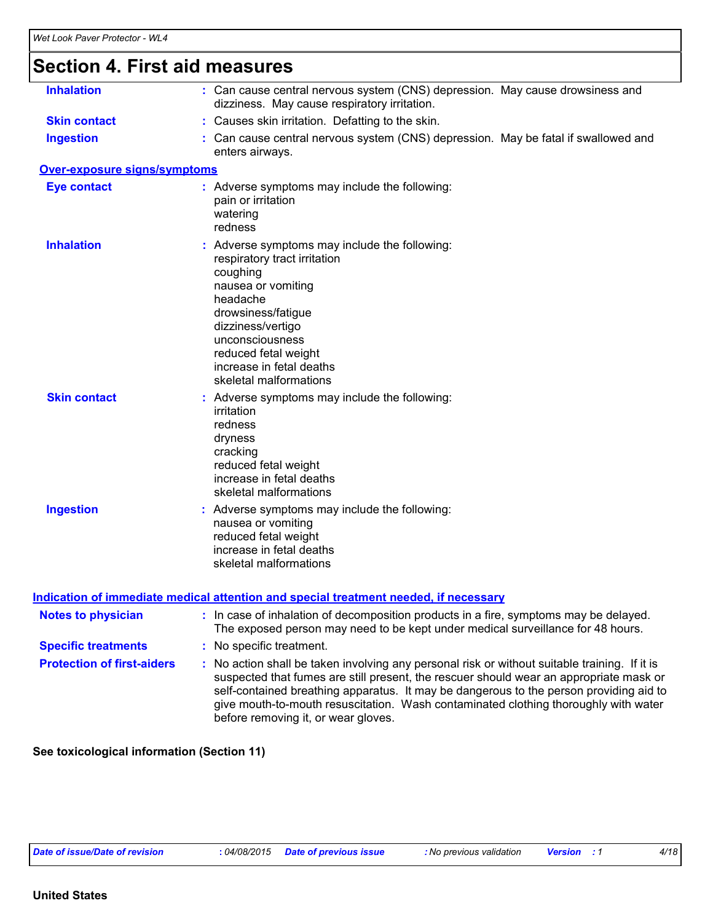## Section 4. First aid measures

**Inhalation** : Can cause central nervous system (CNS) depression. May cause drowsiness and dizziness. May cause respiratory irritation.

**Skin contact** : Causes skin irritation. Defatting to the skin.

**Ingestion** : Can cause central nervous system (CNS) depression. May be fatal if swallowed and enters airways.

### Over-exposure signs/symptoms

**Eye contact** : Adverse symptoms may include the following:
pain or irritation
watering
redness

**Inhalation** : Adverse symptoms may include the following:
respiratory tract irritation
coughing
nausea or vomiting
headache
drowsiness/fatigue
dizziness/vertigo
unconsciousness
reduced fetal weight
increase in fetal deaths
skeletal malformations

**Skin contact** : Adverse symptoms may include the following:
irritation
redness
dryness
cracking
reduced fetal weight
increase in fetal deaths
skeletal malformations

**Ingestion** : Adverse symptoms may include the following:
nausea or vomiting
reduced fetal weight
increase in fetal deaths
skeletal malformations

### Indication of immediate medical attention and special treatment needed, if necessary

**Notes to physician** : In case of inhalation of decomposition products in a fire, symptoms may be delayed. The exposed person may need to be kept under medical surveillance for 48 hours.

**Specific treatments** : No specific treatment.

**Protection of first-aiders** : No action shall be taken involving any personal risk or without suitable training. If it is suspected that fumes are still present, the rescuer should wear an appropriate mask or self-contained breathing apparatus. It may be dangerous to the person providing aid to give mouth-to-mouth resuscitation. Wash contaminated clothing thoroughly with water before removing it, or wear gloves.

**See toxicological information (Section 11)**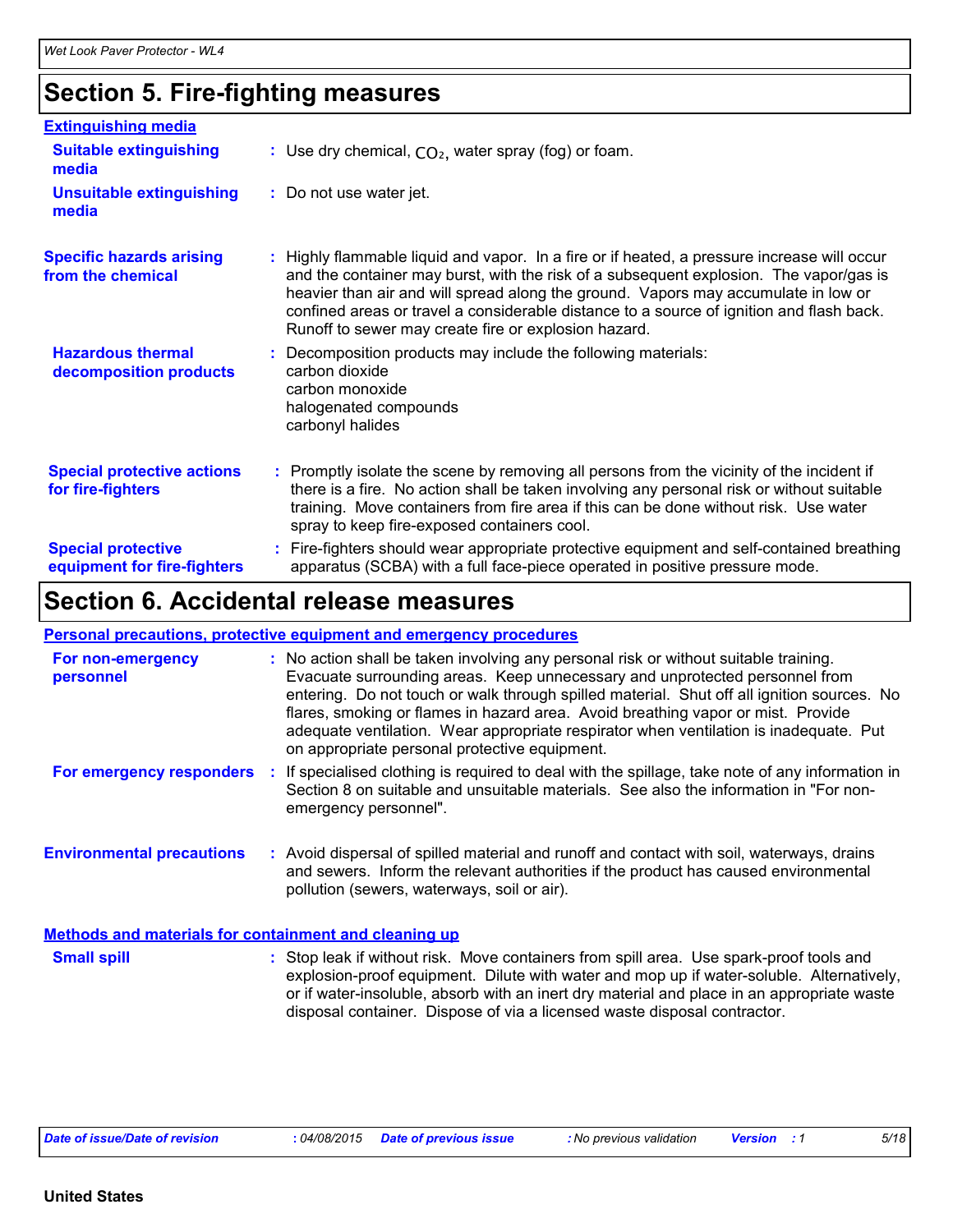## Section 5. Fire-fighting measures

### Extinguishing media

**Suitable extinguishing media** : Use dry chemical, $CO_2$, water spray (fog) or foam.

**Unsuitable extinguishing media** : Do not use water jet.

**Specific hazards arising from the chemical** : Highly flammable liquid and vapor. In a fire or if heated, a pressure increase will occur and the container may burst, with the risk of a subsequent explosion. The vapor/gas is heavier than air and will spread along the ground. Vapors may accumulate in low or confined areas or travel a considerable distance to a source of ignition and flash back. Runoff to sewer may create fire or explosion hazard.

**Hazardous thermal decomposition products** : Decomposition products may include the following materials:
carbon dioxide
carbon monoxide
halogenated compounds
carbonyl halides

**Special protective actions for fire-fighters** : Promptly isolate the scene by removing all persons from the vicinity of the incident if there is a fire. No action shall be taken involving any personal risk or without suitable training. Move containers from fire area if this can be done without risk. Use water spray to keep fire-exposed containers cool.

**Special protective equipment for fire-fighters** : Fire-fighters should wear appropriate protective equipment and self-contained breathing apparatus (SCBA) with a full face-piece operated in positive pressure mode.

## Section 6. Accidental release measures

### Personal precautions, protective equipment and emergency procedures

**For non-emergency personnel** : No action shall be taken involving any personal risk or without suitable training. Evacuate surrounding areas. Keep unnecessary and unprotected personnel from entering. Do not touch or walk through spilled material. Shut off all ignition sources. No flares, smoking or flames in hazard area. Avoid breathing vapor or mist. Provide adequate ventilation. Wear appropriate respirator when ventilation is inadequate. Put on appropriate personal protective equipment.

**For emergency responders** : If specialised clothing is required to deal with the spillage, take note of any information in Section 8 on suitable and unsuitable materials. See also the information in "For non-emergency personnel".

**Environmental precautions** : Avoid dispersal of spilled material and runoff and contact with soil, waterways, drains and sewers. Inform the relevant authorities if the product has caused environmental pollution (sewers, waterways, soil or air).

### Methods and materials for containment and cleaning up

**Small spill** : Stop leak if without risk. Move containers from spill area. Use spark-proof tools and explosion-proof equipment. Dilute with water and mop up if water-soluble. Alternatively, or if water-insoluble, absorb with an inert dry material and place in an appropriate waste disposal container. Dispose of via a licensed waste disposal contractor.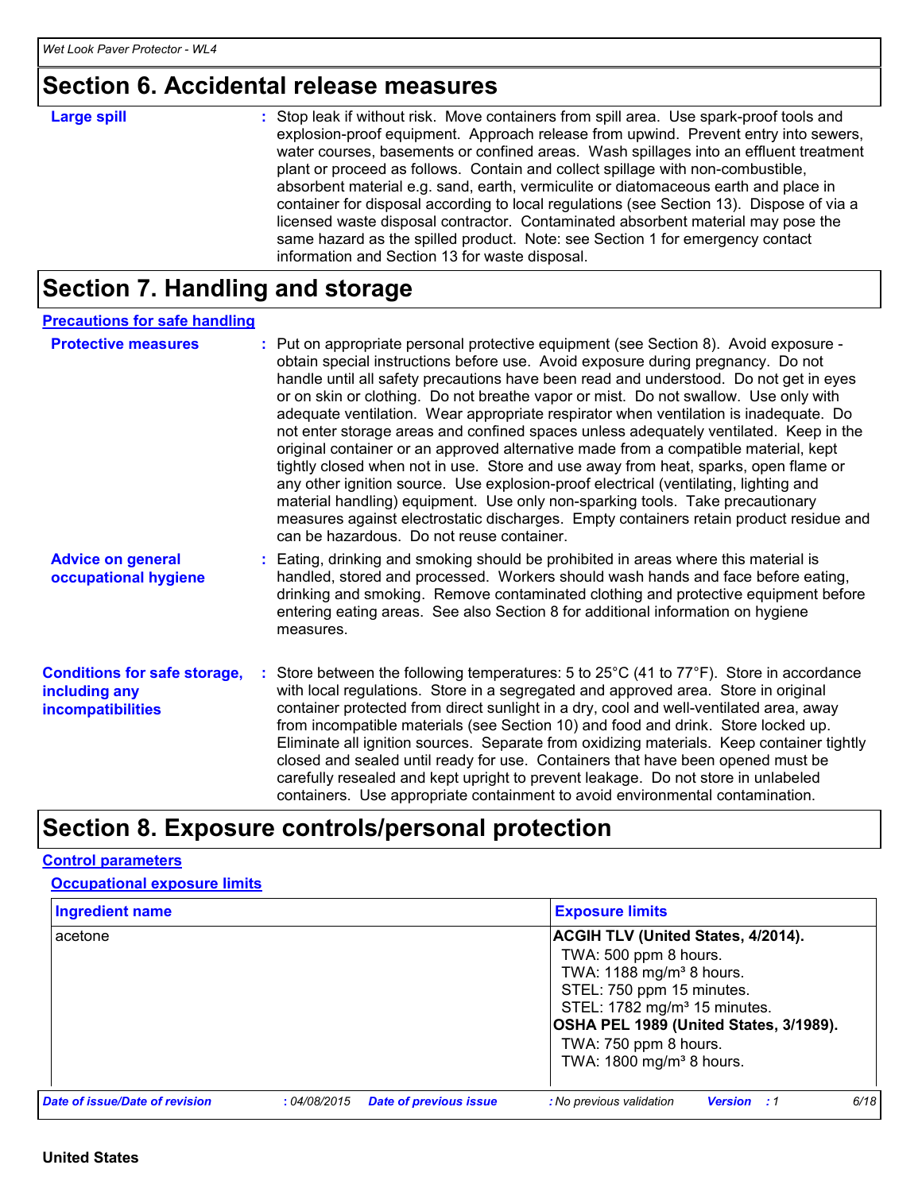## Section 6. Accidental release measures

**Large spill** : Stop leak if without risk. Move containers from spill area. Use spark-proof tools and explosion-proof equipment. Approach release from upwind. Prevent entry into sewers, water courses, basements or confined areas. Wash spillages into an effluent treatment plant or proceed as follows. Contain and collect spillage with non-combustible, absorbent material e.g. sand, earth, vermiculite or diatomaceous earth and place in container for disposal according to local regulations (see Section 13). Dispose of via a licensed waste disposal contractor. Contaminated absorbent material may pose the same hazard as the spilled product. Note: see Section 1 for emergency contact information and Section 13 for waste disposal.

## Section 7. Handling and storage

### Precautions for safe handling

**Protective measures** : Put on appropriate personal protective equipment (see Section 8). Avoid exposure - obtain special instructions before use. Avoid exposure during pregnancy. Do not handle until all safety precautions have been read and understood. Do not get in eyes or on skin or clothing. Do not breathe vapor or mist. Do not swallow. Use only with adequate ventilation. Wear appropriate respirator when ventilation is inadequate. Do not enter storage areas and confined spaces unless adequately ventilated. Keep in the original container or an approved alternative made from a compatible material, kept tightly closed when not in use. Store and use away from heat, sparks, open flame or any other ignition source. Use explosion-proof electrical (ventilating, lighting and material handling) equipment. Use only non-sparking tools. Take precautionary measures against electrostatic discharges. Empty containers retain product residue and can be hazardous. Do not reuse container.

**Advice on general occupational hygiene** : Eating, drinking and smoking should be prohibited in areas where this material is handled, stored and processed. Workers should wash hands and face before eating, drinking and smoking. Remove contaminated clothing and protective equipment before entering eating areas. See also Section 8 for additional information on hygiene measures.

**Conditions for safe storage, including any incompatibilities** : Store between the following temperatures: 5 to 25°C (41 to 77°F). Store in accordance with local regulations. Store in a segregated and approved area. Store in original container protected from direct sunlight in a dry, cool and well-ventilated area, away from incompatible materials (see Section 10) and food and drink. Store locked up. Eliminate all ignition sources. Separate from oxidizing materials. Keep container tightly closed and sealed until ready for use. Containers that have been opened must be carefully resealed and kept upright to prevent leakage. Do not store in unlabeled containers. Use appropriate containment to avoid environmental contamination.

## Section 8. Exposure controls/personal protection

### Control parameters

#### Occupational exposure limits

| Ingredient name | Exposure limits |
|---|---|
| acetone | **ACGIH TLV (United States, 4/2014).**<br>TWA: 500 ppm 8 hours.<br>TWA: 1188 mg/m³ 8 hours.<br>STEL: 750 ppm 15 minutes.<br>STEL: 1782 mg/m³ 15 minutes.<br>**OSHA PEL 1989 (United States, 3/1989).**<br>TWA: 750 ppm 8 hours.<br>TWA: 1800 mg/m³ 8 hours. |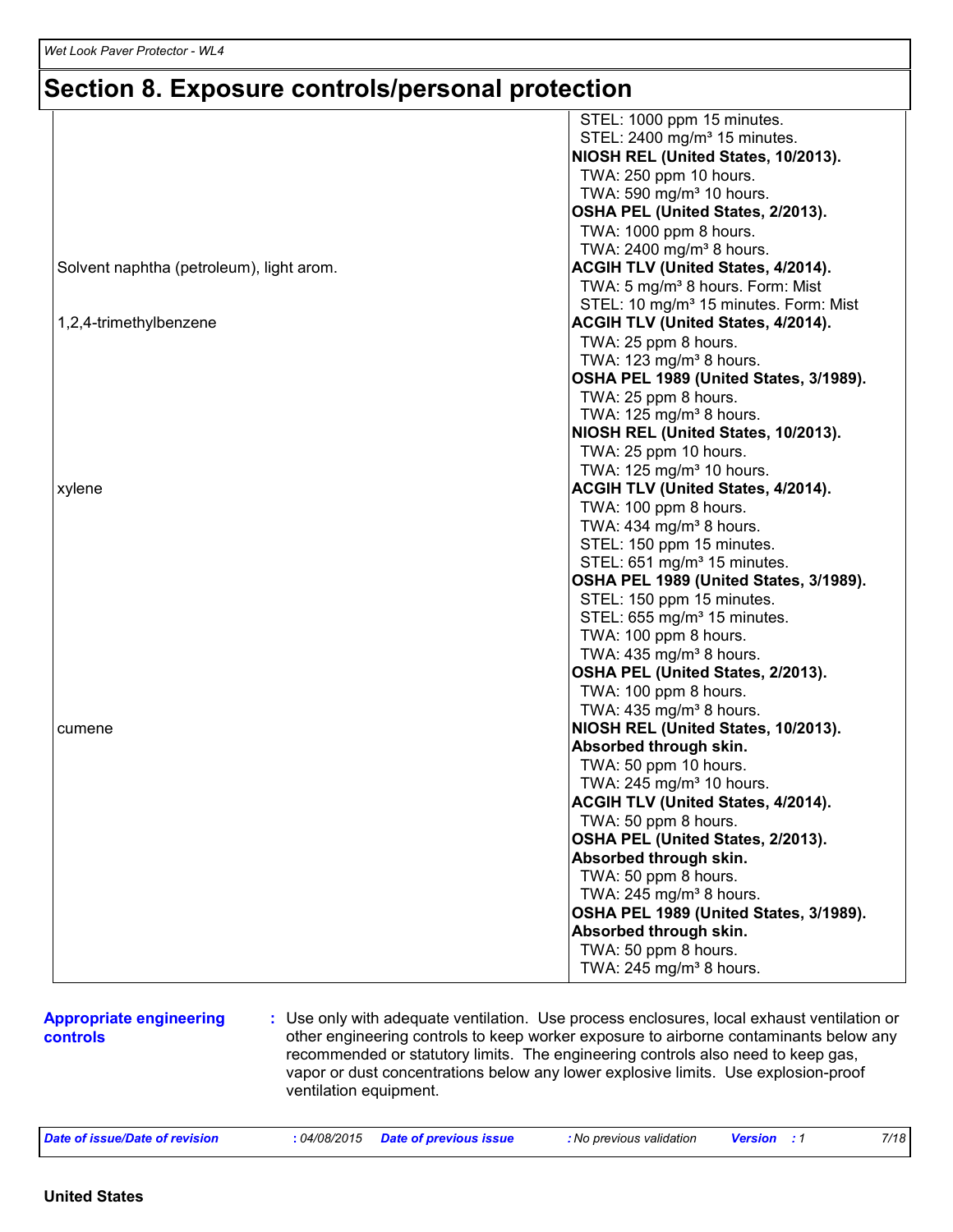## Section 8. Exposure controls/personal protection

| | |
|---|---|
| | STEL: 1000 ppm 15 minutes.<br>STEL: 2400 mg/m³ 15 minutes.<br>**NIOSH REL (United States, 10/2013).**<br>TWA: 250 ppm 10 hours.<br>TWA: 590 mg/m³ 10 hours.<br>**OSHA PEL (United States, 2/2013).**<br>TWA: 1000 ppm 8 hours.<br>TWA: 2400 mg/m³ 8 hours. |
| Solvent naphtha (petroleum), light arom. | **ACGIH TLV (United States, 4/2014).**<br>TWA: 5 mg/m³ 8 hours. Form: Mist<br>STEL: 10 mg/m³ 15 minutes. Form: Mist |
| 1,2,4-trimethylbenzene | **ACGIH TLV (United States, 4/2014).**<br>TWA: 25 ppm 8 hours.<br>TWA: 123 mg/m³ 8 hours.<br>**OSHA PEL 1989 (United States, 3/1989).**<br>TWA: 25 ppm 8 hours.<br>TWA: 125 mg/m³ 8 hours.<br>**NIOSH REL (United States, 10/2013).**<br>TWA: 25 ppm 10 hours.<br>TWA: 125 mg/m³ 10 hours. |
| xylene | **ACGIH TLV (United States, 4/2014).**<br>TWA: 100 ppm 8 hours.<br>TWA: 434 mg/m³ 8 hours.<br>STEL: 150 ppm 15 minutes.<br>STEL: 651 mg/m³ 15 minutes.<br>**OSHA PEL 1989 (United States, 3/1989).**<br>STEL: 150 ppm 15 minutes.<br>STEL: 655 mg/m³ 15 minutes.<br>TWA: 100 ppm 8 hours.<br>TWA: 435 mg/m³ 8 hours.<br>**OSHA PEL (United States, 2/2013).**<br>TWA: 100 ppm 8 hours.<br>TWA: 435 mg/m³ 8 hours. |
| cumene | **NIOSH REL (United States, 10/2013).**<br>**Absorbed through skin.**<br>TWA: 50 ppm 10 hours.<br>TWA: 245 mg/m³ 10 hours.<br>**ACGIH TLV (United States, 4/2014).**<br>TWA: 50 ppm 8 hours.<br>**OSHA PEL (United States, 2/2013).**<br>**Absorbed through skin.**<br>TWA: 50 ppm 8 hours.<br>TWA: 245 mg/m³ 8 hours.<br>**OSHA PEL 1989 (United States, 3/1989).**<br>**Absorbed through skin.**<br>TWA: 50 ppm 8 hours.<br>TWA: 245 mg/m³ 8 hours. |

**Appropriate engineering controls** : Use only with adequate ventilation. Use process enclosures, local exhaust ventilation or other engineering controls to keep worker exposure to airborne contaminants below any recommended or statutory limits. The engineering controls also need to keep gas, vapor or dust concentrations below any lower explosive limits. Use explosion-proof ventilation equipment.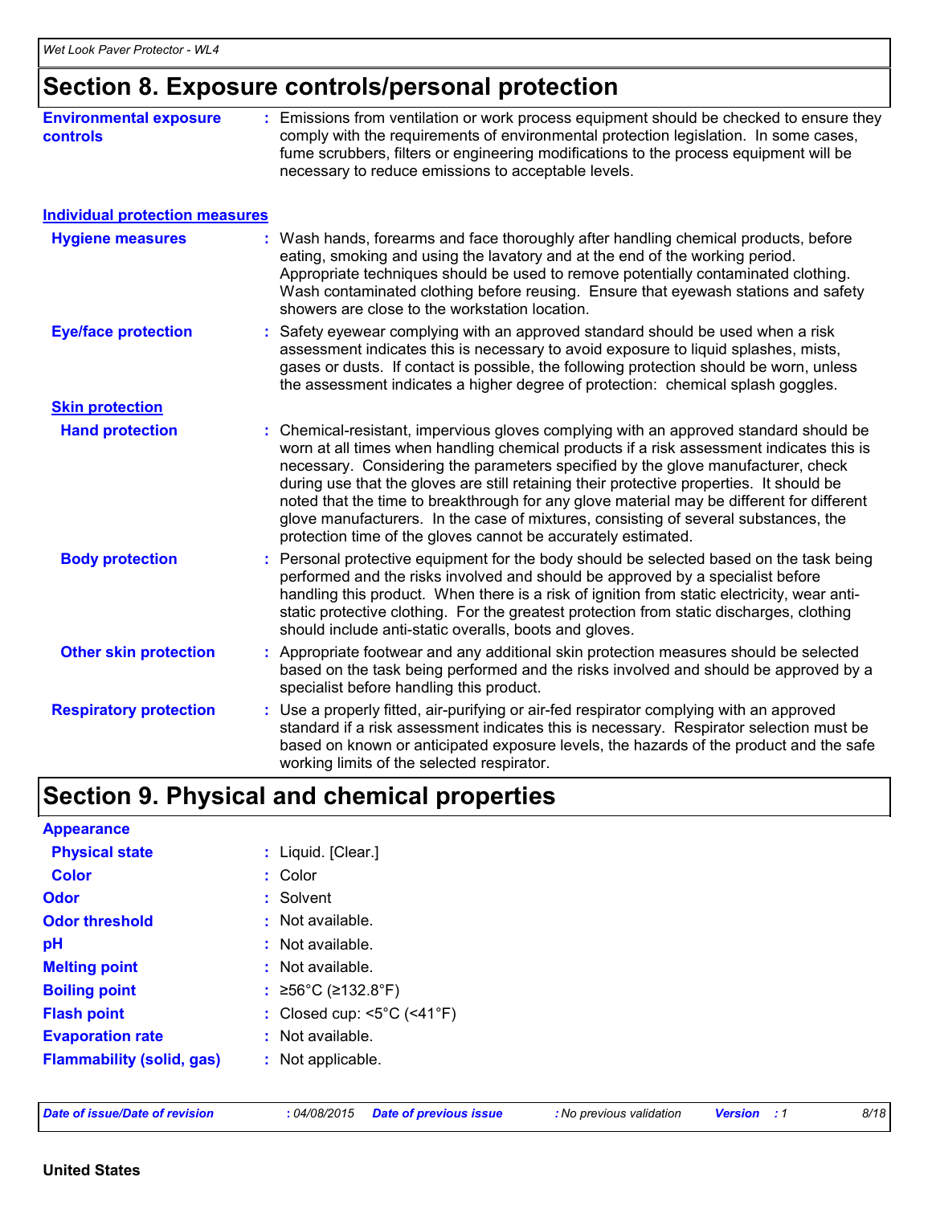## Section 8. Exposure controls/personal protection

**Environmental exposure controls** : Emissions from ventilation or work process equipment should be checked to ensure they comply with the requirements of environmental protection legislation. In some cases, fume scrubbers, filters or engineering modifications to the process equipment will be necessary to reduce emissions to acceptable levels.

### Individual protection measures

**Hygiene measures** : Wash hands, forearms and face thoroughly after handling chemical products, before eating, smoking and using the lavatory and at the end of the working period. Appropriate techniques should be used to remove potentially contaminated clothing. Wash contaminated clothing before reusing. Ensure that eyewash stations and safety showers are close to the workstation location.

**Eye/face protection** : Safety eyewear complying with an approved standard should be used when a risk assessment indicates this is necessary to avoid exposure to liquid splashes, mists, gases or dusts. If contact is possible, the following protection should be worn, unless the assessment indicates a higher degree of protection: chemical splash goggles.

#### Skin protection

**Hand protection** : Chemical-resistant, impervious gloves complying with an approved standard should be worn at all times when handling chemical products if a risk assessment indicates this is necessary. Considering the parameters specified by the glove manufacturer, check during use that the gloves are still retaining their protective properties. It should be noted that the time to breakthrough for any glove material may be different for different glove manufacturers. In the case of mixtures, consisting of several substances, the protection time of the gloves cannot be accurately estimated.

**Body protection** : Personal protective equipment for the body should be selected based on the task being performed and the risks involved and should be approved by a specialist before handling this product. When there is a risk of ignition from static electricity, wear anti-static protective clothing. For the greatest protection from static discharges, clothing should include anti-static overalls, boots and gloves.

**Other skin protection** : Appropriate footwear and any additional skin protection measures should be selected based on the task being performed and the risks involved and should be approved by a specialist before handling this product.

**Respiratory protection** : Use a properly fitted, air-purifying or air-fed respirator complying with an approved standard if a risk assessment indicates this is necessary. Respirator selection must be based on known or anticipated exposure levels, the hazards of the product and the safe working limits of the selected respirator.

## Section 9. Physical and chemical properties

**Appearance**

**Physical state** : Liquid. [Clear.]

**Color** : Color

**Odor** : Solvent

**Odor threshold** : Not available.

**pH** : Not available.

**Melting point** : Not available.

**Boiling point** : ≥56°C (≥132.8°F)

**Flash point** : Closed cup: <5°C (<41°F)

**Evaporation rate** : Not available.

**Flammability (solid, gas)** : Not applicable.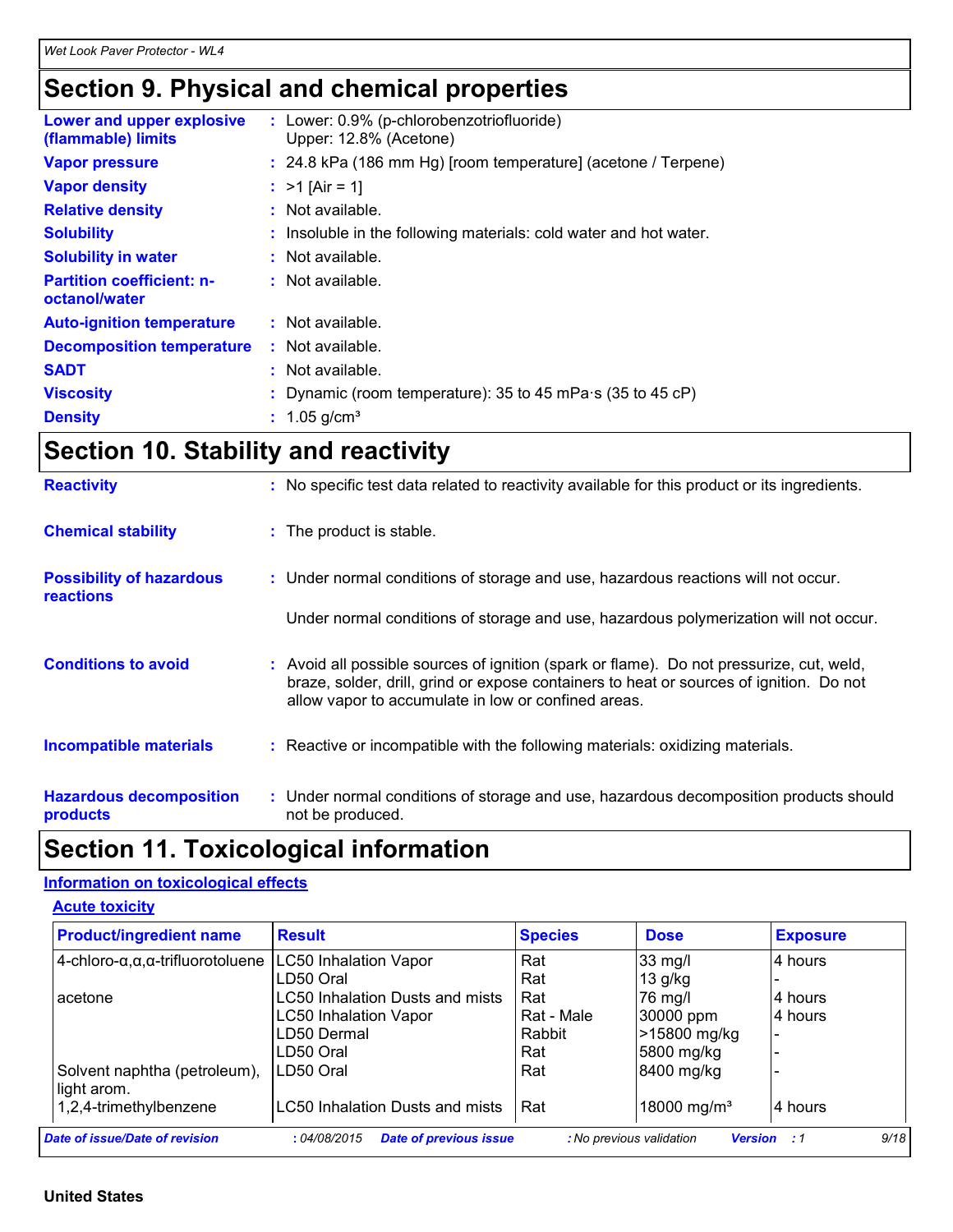# Section 9. Physical and chemical properties

| | |
|---|---|
| **Lower and upper explosive (flammable) limits** | : Lower: 0.9% (p-chlorobenzotrifluoride)<br>Upper: 12.8% (Acetone) |
| **Vapor pressure** | : 24.8 kPa (186 mm Hg) [room temperature] (acetone / Terpene) |
| **Vapor density** | : >1 [Air = 1] |
| **Relative density** | : Not available. |
| **Solubility** | : Insoluble in the following materials: cold water and hot water. |
| **Solubility in water** | : Not available. |
| **Partition coefficient: n-octanol/water** | : Not available. |
| **Auto-ignition temperature** | : Not available. |
| **Decomposition temperature** | : Not available. |
| **SADT** | : Not available. |
| **Viscosity** | : Dynamic (room temperature): 35 to 45 mPa·s (35 to 45 cP) |
| **Density** | : 1.05 g/cm³ |

# Section 10. Stability and reactivity

**Reactivity** : No specific test data related to reactivity available for this product or its ingredients.

**Chemical stability** : The product is stable.

**Possibility of hazardous reactions** : Under normal conditions of storage and use, hazardous reactions will not occur.

Under normal conditions of storage and use, hazardous polymerization will not occur.

**Conditions to avoid** : Avoid all possible sources of ignition (spark or flame). Do not pressurize, cut, weld, braze, solder, drill, grind or expose containers to heat or sources of ignition. Do not allow vapor to accumulate in low or confined areas.

**Incompatible materials** : Reactive or incompatible with the following materials: oxidizing materials.

**Hazardous decomposition products** : Under normal conditions of storage and use, hazardous decomposition products should not be produced.

# Section 11. Toxicological information

## Information on toxicological effects

### Acute toxicity

| Product/ingredient name | Result | Species | Dose | Exposure |
|---|---|---|---|---|
| 4-chloro-α,α,α-trifluorotoluene | LC50 Inhalation Vapor | Rat | 33 mg/l | 4 hours |
| | LD50 Oral | Rat | 13 g/kg | - |
| acetone | LC50 Inhalation Dusts and mists | Rat | 76 mg/l | 4 hours |
| | LC50 Inhalation Vapor | Rat - Male | 30000 ppm | 4 hours |
| | LD50 Dermal | Rabbit | >15800 mg/kg | - |
| | LD50 Oral | Rat | 5800 mg/kg | - |
| Solvent naphtha (petroleum), light arom. | LD50 Oral | Rat | 8400 mg/kg | - |
| 1,2,4-trimethylbenzene | LC50 Inhalation Dusts and mists | Rat | 18000 mg/m³ | 4 hours |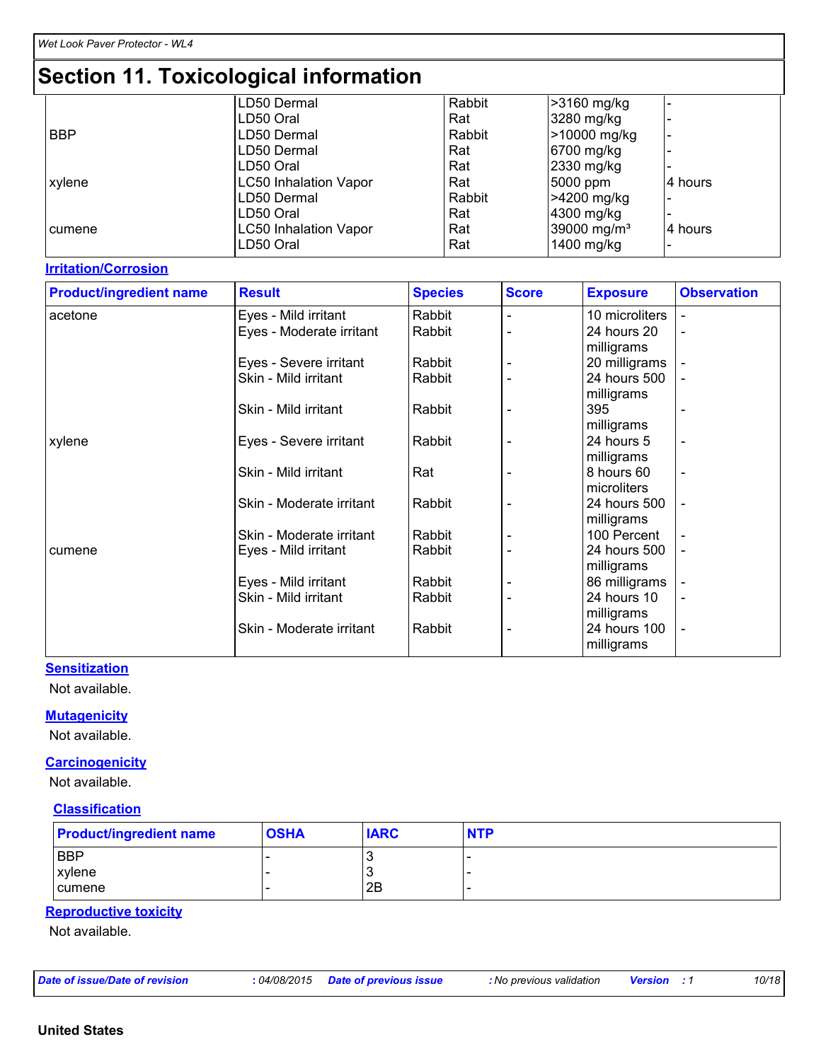## Section 11. Toxicological information

| | | | | |
|---|---|---|---|---|
| | LD50 Dermal | Rabbit | >3160 mg/kg | - |
| | LD50 Oral | Rat | 3280 mg/kg | - |
| BBP | LD50 Dermal | Rabbit | >10000 mg/kg | - |
| | LD50 Dermal | Rat | 6700 mg/kg | - |
| | LD50 Oral | Rat | 2330 mg/kg | - |
| xylene | LC50 Inhalation Vapor | Rat | 5000 ppm | 4 hours |
| | LD50 Dermal | Rabbit | >4200 mg/kg | - |
| | LD50 Oral | Rat | 4300 mg/kg | - |
| cumene | LC50 Inhalation Vapor | Rat | 39000 mg/m³ | 4 hours |
| | LD50 Oral | Rat | 1400 mg/kg | - |

**Irritation/Corrosion**

| Product/ingredient name | Result | Species | Score | Exposure | Observation |
|---|---|---|---|---|---|
| acetone | Eyes - Mild irritant | Rabbit | - | 10 microliters | - |
| | Eyes - Moderate irritant | Rabbit | - | 24 hours 20 milligrams | - |
| | Eyes - Severe irritant | Rabbit | - | 20 milligrams | - |
| | Skin - Mild irritant | Rabbit | - | 24 hours 500 milligrams | - |
| | Skin - Mild irritant | Rabbit | - | 395 milligrams | - |
| xylene | Eyes - Severe irritant | Rabbit | - | 24 hours 5 milligrams | - |
| | Skin - Mild irritant | Rat | - | 8 hours 60 microliters | - |
| | Skin - Moderate irritant | Rabbit | - | 24 hours 500 milligrams | - |
| | Skin - Moderate irritant | Rabbit | - | 100 Percent | - |
| cumene | Eyes - Mild irritant | Rabbit | - | 24 hours 500 milligrams | - |
| | Eyes - Mild irritant | Rabbit | - | 86 milligrams | - |
| | Skin - Mild irritant | Rabbit | - | 24 hours 10 milligrams | - |
| | Skin - Moderate irritant | Rabbit | - | 24 hours 100 milligrams | - |

**Sensitization**

Not available.

**Mutagenicity**

Not available.

**Carcinogenicity**

Not available.

**Classification**

| Product/ingredient name | OSHA | IARC | NTP |
|---|---|---|---|
| BBP | - | 3 | - |
| xylene | - | 3 | - |
| cumene | - | 2B | - |

**Reproductive toxicity**

Not available.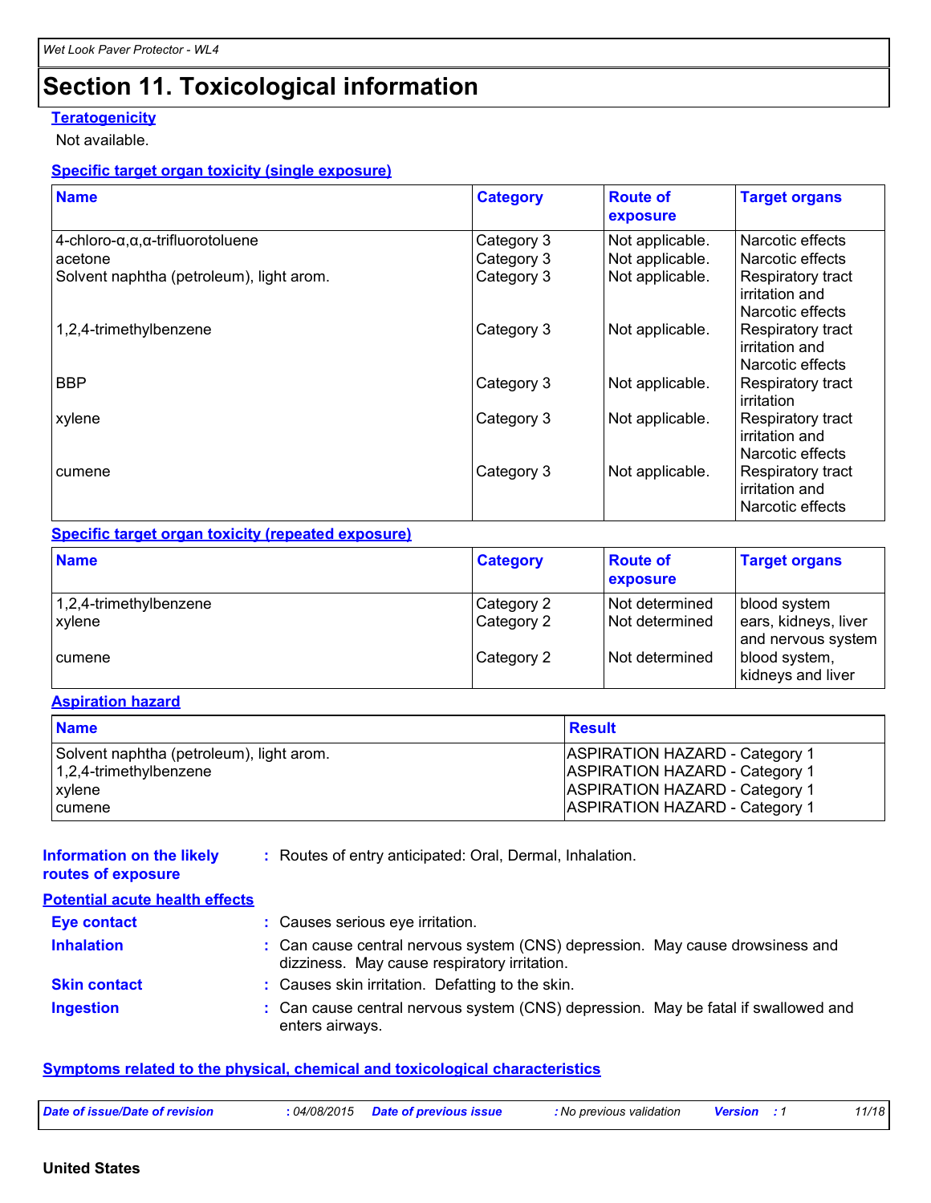# Section 11. Toxicological information

**Teratogenicity**

Not available.

**Specific target organ toxicity (single exposure)**

| Name | Category | Route of exposure | Target organs |
|---|---|---|---|
| 4-chloro-α,α,α-trifluorotoluene | Category 3 | Not applicable. | Narcotic effects |
| acetone | Category 3 | Not applicable. | Narcotic effects |
| Solvent naphtha (petroleum), light arom. | Category 3 | Not applicable. | Respiratory tract irritation and Narcotic effects |
| 1,2,4-trimethylbenzene | Category 3 | Not applicable. | Respiratory tract irritation and Narcotic effects |
| BBP | Category 3 | Not applicable. | Respiratory tract irritation |
| xylene | Category 3 | Not applicable. | Respiratory tract irritation and Narcotic effects |
| cumene | Category 3 | Not applicable. | Respiratory tract irritation and Narcotic effects |

**Specific target organ toxicity (repeated exposure)**

| Name | Category | Route of exposure | Target organs |
|---|---|---|---|
| 1,2,4-trimethylbenzene | Category 2 | Not determined | blood system |
| xylene | Category 2 | Not determined | ears, kidneys, liver and nervous system |
| cumene | Category 2 | Not determined | blood system, kidneys and liver |

**Aspiration hazard**

| Name | Result |
|---|---|
| Solvent naphtha (petroleum), light arom. | ASPIRATION HAZARD - Category 1 |
| 1,2,4-trimethylbenzene | ASPIRATION HAZARD - Category 1 |
| xylene | ASPIRATION HAZARD - Category 1 |
| cumene | ASPIRATION HAZARD - Category 1 |

**Information on the likely routes of exposure** : Routes of entry anticipated: Oral, Dermal, Inhalation.

**Potential acute health effects**

**Eye contact** : Causes serious eye irritation.

**Inhalation** : Can cause central nervous system (CNS) depression. May cause drowsiness and dizziness. May cause respiratory irritation.

**Skin contact** : Causes skin irritation. Defatting to the skin.

**Ingestion** : Can cause central nervous system (CNS) depression. May be fatal if swallowed and enters airways.

**Symptoms related to the physical, chemical and toxicological characteristics**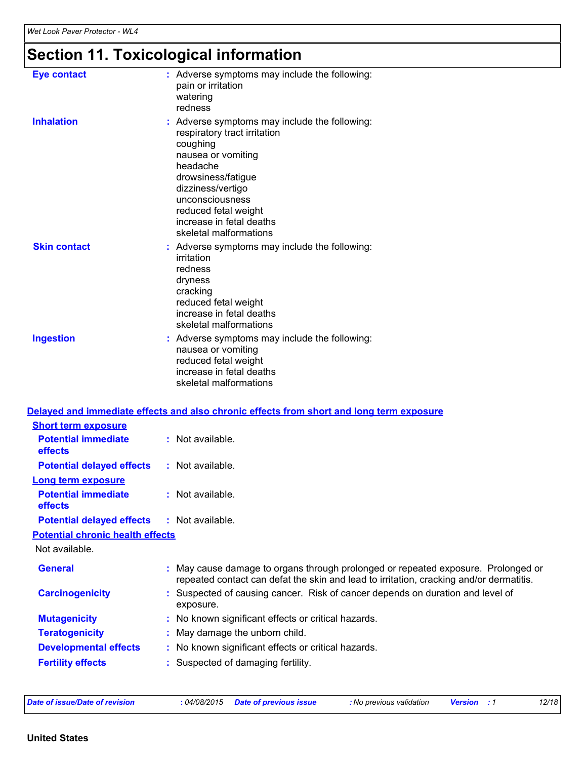## Section 11. Toxicological information

**Eye contact** : Adverse symptoms may include the following:
pain or irritation
watering
redness

**Inhalation** : Adverse symptoms may include the following:
respiratory tract irritation
coughing
nausea or vomiting
headache
drowsiness/fatigue
dizziness/vertigo
unconsciousness
reduced fetal weight
increase in fetal deaths
skeletal malformations

**Skin contact** : Adverse symptoms may include the following:
irritation
redness
dryness
cracking
reduced fetal weight
increase in fetal deaths
skeletal malformations

**Ingestion** : Adverse symptoms may include the following:
nausea or vomiting
reduced fetal weight
increase in fetal deaths
skeletal malformations

### Delayed and immediate effects and also chronic effects from short and long term exposure

#### Short term exposure

**Potential immediate effects** : Not available.

**Potential delayed effects** : Not available.

#### Long term exposure

**Potential immediate effects** : Not available.

**Potential delayed effects** : Not available.

#### Potential chronic health effects

Not available.

**General** : May cause damage to organs through prolonged or repeated exposure. Prolonged or repeated contact can defat the skin and lead to irritation, cracking and/or dermatitis.

**Carcinogenicity** : Suspected of causing cancer. Risk of cancer depends on duration and level of exposure.

**Mutagenicity** : No known significant effects or critical hazards.

**Teratogenicity** : May damage the unborn child.

**Developmental effects** : No known significant effects or critical hazards.

**Fertility effects** : Suspected of damaging fertility.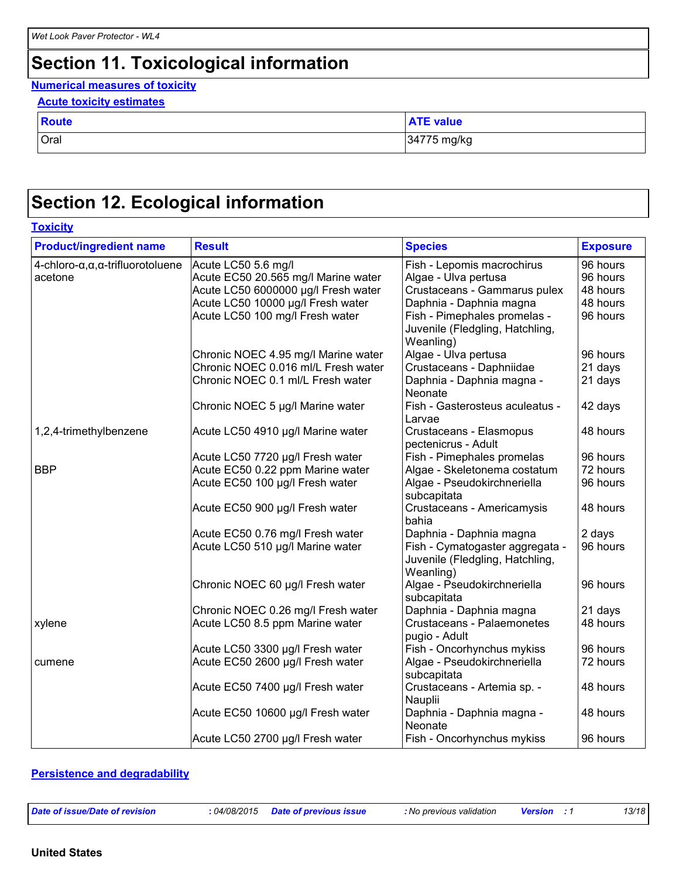# Section 11. Toxicological information

### Numerical measures of toxicity

#### Acute toxicity estimates

| Route | ATE value |
| --- | --- |
| Oral | 34775 mg/kg |

# Section 12. Ecological information

### Toxicity

| Product/ingredient name | Result | Species | Exposure |
| --- | --- | --- | --- |
| 4-chloro-α,α,α-trifluorotoluene | Acute LC50 5.6 mg/l | Fish - Lepomis macrochirus | 96 hours |
| acetone | Acute EC50 20.565 mg/l Marine water | Algae - Ulva pertusa | 96 hours |
| | Acute LC50 6000000 µg/l Fresh water | Crustaceans - Gammarus pulex | 48 hours |
| | Acute LC50 10000 µg/l Fresh water | Daphnia - Daphnia magna | 48 hours |
| | Acute LC50 100 mg/l Fresh water | Fish - Pimephales promelas - Juvenile (Fledgling, Hatchling, Weanling) | 96 hours |
| | Chronic NOEC 4.95 mg/l Marine water | Algae - Ulva pertusa | 96 hours |
| | Chronic NOEC 0.016 ml/L Fresh water | Crustaceans - Daphniidae | 21 days |
| | Chronic NOEC 0.1 ml/L Fresh water | Daphnia - Daphnia magna - Neonate | 21 days |
| | Chronic NOEC 5 µg/l Marine water | Fish - Gasterosteus aculeatus - Larvae | 42 days |
| 1,2,4-trimethylbenzene | Acute LC50 4910 µg/l Marine water | Crustaceans - Elasmopus pectenicrus - Adult | 48 hours |
| | Acute LC50 7720 µg/l Fresh water | Fish - Pimephales promelas | 96 hours |
| BBP | Acute EC50 0.22 ppm Marine water | Algae - Skeletonema costatum | 72 hours |
| | Acute EC50 100 µg/l Fresh water | Algae - Pseudokirchneriella subcapitata | 96 hours |
| | Acute EC50 900 µg/l Fresh water | Crustaceans - Americamysis bahia | 48 hours |
| | Acute EC50 0.76 mg/l Fresh water | Daphnia - Daphnia magna | 2 days |
| | Acute LC50 510 µg/l Marine water | Fish - Cymatogaster aggregata - Juvenile (Fledgling, Hatchling, Weanling) | 96 hours |
| | Chronic NOEC 60 µg/l Fresh water | Algae - Pseudokirchneriella subcapitata | 96 hours |
| | Chronic NOEC 0.26 mg/l Fresh water | Daphnia - Daphnia magna | 21 days |
| xylene | Acute LC50 8.5 ppm Marine water | Crustaceans - Palaemonetes pugio - Adult | 48 hours |
| | Acute LC50 3300 µg/l Fresh water | Fish - Oncorhynchus mykiss | 96 hours |
| cumene | Acute EC50 2600 µg/l Fresh water | Algae - Pseudokirchneriella subcapitata | 72 hours |
| | Acute EC50 7400 µg/l Fresh water | Crustaceans - Artemia sp. - Nauplii | 48 hours |
| | Acute EC50 10600 µg/l Fresh water | Daphnia - Daphnia magna - Neonate | 48 hours |
| | Acute LC50 2700 µg/l Fresh water | Fish - Oncorhynchus mykiss | 96 hours |

### Persistence and degradability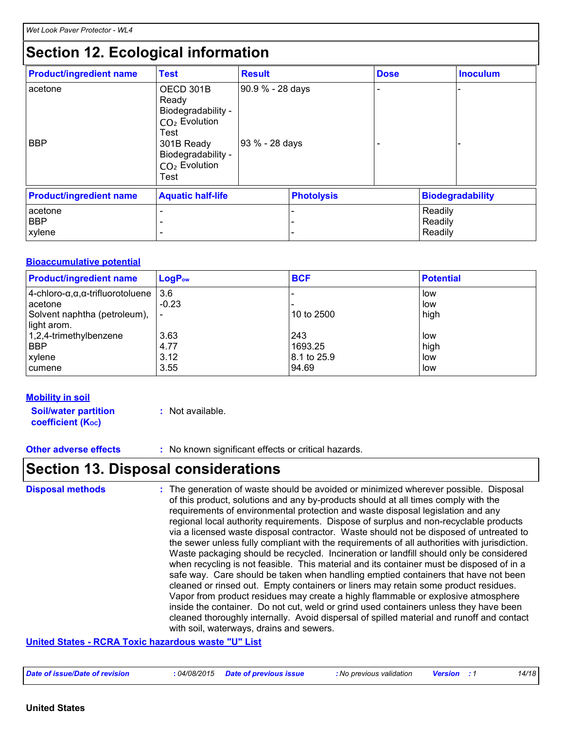## Section 12. Ecological information

| Product/ingredient name | Test | Result | Dose | Inoculum |
|---|---|---|---|---|
| acetone | OECD 301B Ready Biodegradability - $CO_2$ Evolution Test | 90.9 % - 28 days | - | - |
| BBP | 301B Ready Biodegradability - $CO_2$ Evolution Test | 93 % - 28 days | - | - |

| Product/ingredient name | Aquatic half-life | Photolysis | Biodegradability |
|---|---|---|---|
| acetone | - | - | Readily |
| BBP | - | - | Readily |
| xylene | - | - | Readily |

### Bioaccumulative potential

| Product/ingredient name | $LogP_{ow}$ | BCF | Potential |
|---|---|---|---|
| 4-chloro-α,α,α-trifluorotoluene | 3.6 | - | low |
| acetone | -0.23 | - | low |
| Solvent naphtha (petroleum), light arom. | - | 10 to 2500 | high |
| 1,2,4-trimethylbenzene | 3.63 | 243 | low |
| BBP | 4.77 | 1693.25 | high |
| xylene | 3.12 | 8.1 to 25.9 | low |
| cumene | 3.55 | 94.69 | low |

### Mobility in soil

**Soil/water partition coefficient ($K_{OC}$)** : Not available.

**Other adverse effects** : No known significant effects or critical hazards.

## Section 13. Disposal considerations

**Disposal methods** : The generation of waste should be avoided or minimized wherever possible. Disposal of this product, solutions and any by-products should at all times comply with the requirements of environmental protection and waste disposal legislation and any regional local authority requirements. Dispose of surplus and non-recyclable products via a licensed waste disposal contractor. Waste should not be disposed of untreated to the sewer unless fully compliant with the requirements of all authorities with jurisdiction. Waste packaging should be recycled. Incineration or landfill should only be considered when recycling is not feasible. This material and its container must be disposed of in a safe way. Care should be taken when handling emptied containers that have not been cleaned or rinsed out. Empty containers or liners may retain some product residues. Vapor from product residues may create a highly flammable or explosive atmosphere inside the container. Do not cut, weld or grind used containers unless they have been cleaned thoroughly internally. Avoid dispersal of spilled material and runoff and contact with soil, waterways, drains and sewers.

### United States - RCRA Toxic hazardous waste "U" List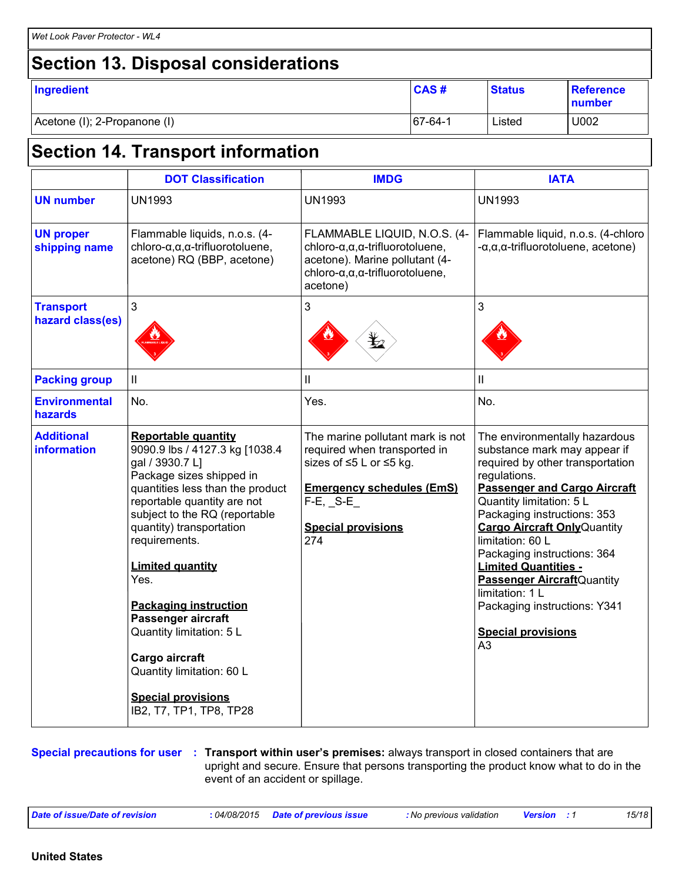## Section 13. Disposal considerations

| Ingredient | CAS # | Status | Reference number |
|---|---|---|---|
| Acetone (I); 2-Propanone (I) | 67-64-1 | Listed | U002 |

## Section 14. Transport information

| | DOT Classification | IMDG | IATA |
|---|---|---|---|
| **UN number** | UN1993 | UN1993 | UN1993 |
| **UN proper shipping name** | Flammable liquids, n.o.s. (4-chloro-α,α,α-trifluorotoluene, acetone) RQ (BBP, acetone) | FLAMMABLE LIQUID, N.O.S. (4-chloro-α,α,α-trifluorotoluene, acetone). Marine pollutant (4-chloro-α,α,α-trifluorotoluene, acetone) | Flammable liquid, n.o.s. (4-chloro-α,α,α-trifluorotoluene, acetone) |
| **Transport hazard class(es)** | 3 | 3 | 3 |
| **Packing group** | II | II | II |
| **Environmental hazards** | No. | Yes. | No. |
| **Additional information** | **Reportable quantity**<br>9090.9 lbs / 4127.3 kg [1038.4 gal / 3930.7 L]<br>Package sizes shipped in quantities less than the product reportable quantity are not subject to the RQ (reportable quantity) transportation requirements.<br><br>**Limited quantity**<br>Yes.<br><br>**Packaging instruction**<br>**Passenger aircraft**<br>Quantity limitation: 5 L<br><br>**Cargo aircraft**<br>Quantity limitation: 60 L<br><br>**Special provisions**<br>IB2, T7, TP1, TP8, TP28 | The marine pollutant mark is not required when transported in sizes of ≤5 L or ≤5 kg.<br><br>**Emergency schedules (EmS)**<br>F-E, _S-E_<br><br>**Special provisions**<br>274 | The environmentally hazardous substance mark may appear if required by other transportation regulations.<br>**Passenger and Cargo Aircraft**<br>Quantity limitation: 5 L<br>Packaging instructions: 353<br>**Cargo Aircraft Only** Quantity limitation: 60 L<br>Packaging instructions: 364<br>**Limited Quantities - Passenger Aircraft** Quantity limitation: 1 L<br>Packaging instructions: Y341<br><br>**Special provisions**<br>A3 |

**Special precautions for user** : **Transport within user's premises:** always transport in closed containers that are upright and secure. Ensure that persons transporting the product know what to do in the event of an accident or spillage.

**United States**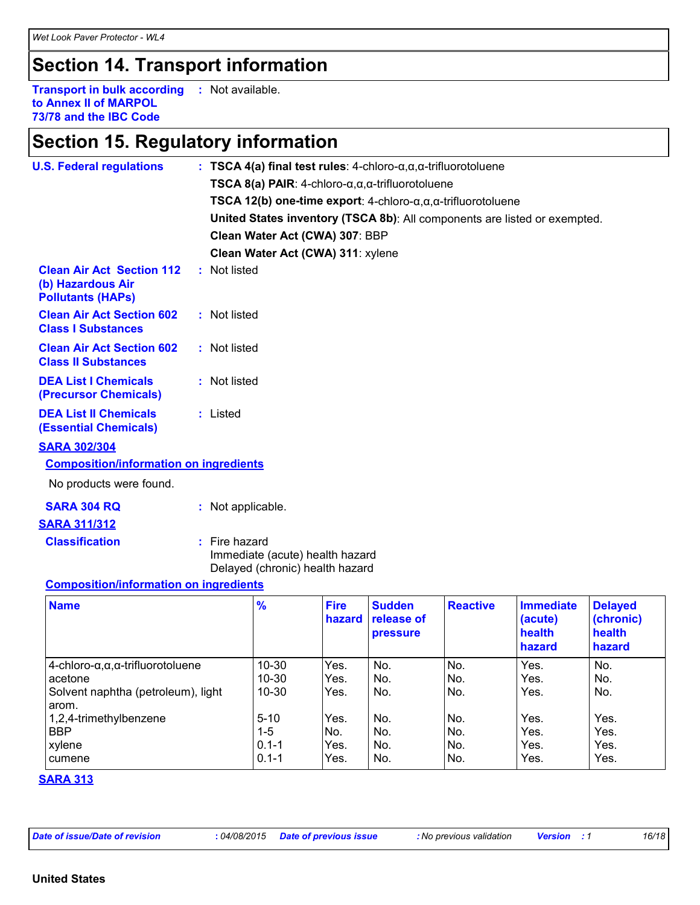## Section 14. Transport information

**Transport in bulk according to Annex II of MARPOL 73/78 and the IBC Code** : Not available.

## Section 15. Regulatory information

**U.S. Federal regulations** : **TSCA 4(a) final test rules**: 4-chloro-α,α,α-trifluorotoluene

**TSCA 8(a) PAIR**: 4-chloro-α,α,α-trifluorotoluene

**TSCA 12(b) one-time export**: 4-chloro-α,α,α-trifluorotoluene

**United States inventory (TSCA 8b)**: All components are listed or exempted.

**Clean Water Act (CWA) 307**: BBP

**Clean Water Act (CWA) 311**: xylene

**Clean Air Act Section 112 (b) Hazardous Air Pollutants (HAPs)** : Not listed

**Clean Air Act Section 602 Class I Substances** : Not listed

**Clean Air Act Section 602 Class II Substances** : Not listed

**DEA List I Chemicals (Precursor Chemicals)** : Not listed

**DEA List II Chemicals (Essential Chemicals)** : Listed

**SARA 302/304**

**Composition/information on ingredients**

No products were found.

**SARA 304 RQ** : Not applicable.

**SARA 311/312**

**Classification** : Fire hazard
Immediate (acute) health hazard
Delayed (chronic) health hazard

**Composition/information on ingredients**

| Name | % | Fire hazard | Sudden release of pressure | Reactive | Immediate (acute) health hazard | Delayed (chronic) health hazard |
|---|---|---|---|---|---|---|
| 4-chloro-α,α,α-trifluorotoluene | 10-30 | Yes. | No. | No. | Yes. | No. |
| acetone | 10-30 | Yes. | No. | No. | Yes. | No. |
| Solvent naphtha (petroleum), light arom. | 10-30 | Yes. | No. | No. | Yes. | No. |
| 1,2,4-trimethylbenzene | 5-10 | Yes. | No. | No. | Yes. | Yes. |
| BBP | 1-5 | No. | No. | No. | Yes. | Yes. |
| xylene | 0.1-1 | Yes. | No. | No. | Yes. | Yes. |
| cumene | 0.1-1 | Yes. | No. | No. | Yes. | Yes. |

**SARA 313**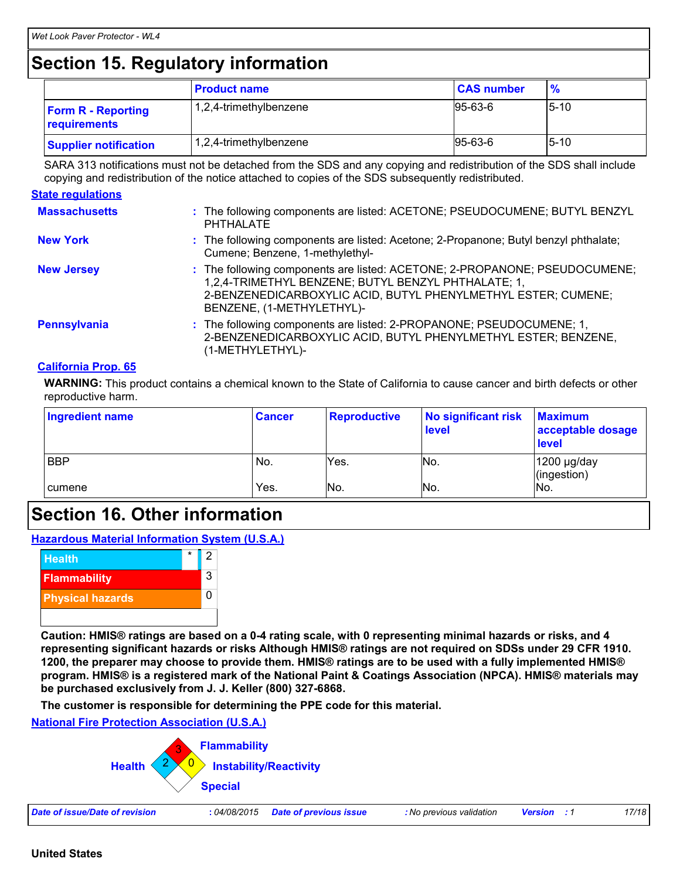# Section 15. Regulatory information

| | Product name | CAS number | % |
|---|---|---|---|
| **Form R - Reporting requirements** | 1,2,4-trimethylbenzene | 95-63-6 | 5-10 |
| **Supplier notification** | 1,2,4-trimethylbenzene | 95-63-6 | 5-10 |

SARA 313 notifications must not be detached from the SDS and any copying and redistribution of the SDS shall include copying and redistribution of the notice attached to copies of the SDS subsequently redistributed.

**State regulations**

**Massachusetts** : The following components are listed: ACETONE; PSEUDOCUMENE; BUTYL BENZYL PHTHALATE

**New York** : The following components are listed: Acetone; 2-Propanone; Butyl benzyl phthalate; Cumene; Benzene, 1-methylethyl-

**New Jersey** : The following components are listed: ACETONE; 2-PROPANONE; PSEUDOCUMENE; 1,2,4-TRIMETHYL BENZENE; BUTYL BENZYL PHTHALATE; 1, 2-BENZENEDICARBOXYLIC ACID, BUTYL PHENYLMETHYL ESTER; CUMENE; BENZENE, (1-METHYLETHYL)-

**Pennsylvania** : The following components are listed: 2-PROPANONE; PSEUDOCUMENE; 1, 2-BENZENEDICARBOXYLIC ACID, BUTYL PHENYLMETHYL ESTER; BENZENE, (1-METHYLETHYL)-

**California Prop. 65**

**WARNING:** This product contains a chemical known to the State of California to cause cancer and birth defects or other reproductive harm.

| Ingredient name | Cancer | Reproductive | No significant risk level | Maximum acceptable dosage level |
|---|---|---|---|---|
| BBP | No. | Yes. | No. | 1200 µg/day (ingestion) |
| cumene | Yes. | No. | No. | No. |

# Section 16. Other information

**Hazardous Material Information System (U.S.A.)**

| | | |
|---|---|---|
| Health | * | 2 |
| Flammability | | 3 |
| Physical hazards | | 0 |

**Caution: HMIS® ratings are based on a 0-4 rating scale, with 0 representing minimal hazards or risks, and 4 representing significant hazards or risks Although HMIS® ratings are not required on SDSs under 29 CFR 1910. 1200, the preparer may choose to provide them. HMIS® ratings are to be used with a fully implemented HMIS® program. HMIS® is a registered mark of the National Paint & Coatings Association (NPCA). HMIS® materials may be purchased exclusively from J. J. Keller (800) 327-6868.**

**The customer is responsible for determining the PPE code for this material.**

**National Fire Protection Association (U.S.A.)**

Health: 2
Flammability: 3
Instability/Reactivity: 0
Special:

| Date of issue/Date of revision | : 04/08/2015 | Date of previous issue | : No previous validation | Version | : 1 |
|---|---|---|---|---|---|

**United States**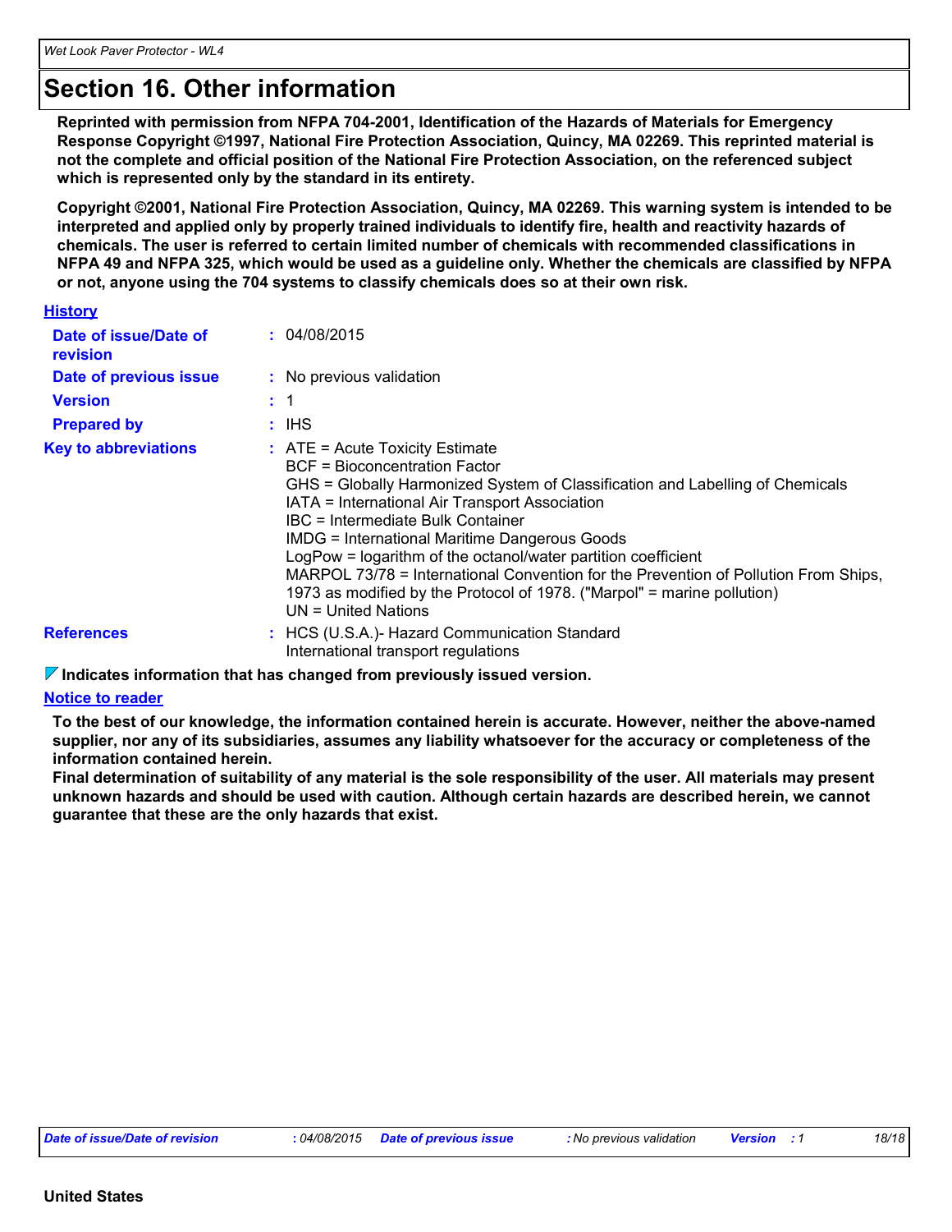# Section 16. Other information

**Reprinted with permission from NFPA 704-2001, Identification of the Hazards of Materials for Emergency Response Copyright ©1997, National Fire Protection Association, Quincy, MA 02269. This reprinted material is not the complete and official position of the National Fire Protection Association, on the referenced subject which is represented only by the standard in its entirety.**

**Copyright ©2001, National Fire Protection Association, Quincy, MA 02269. This warning system is intended to be interpreted and applied only by properly trained individuals to identify fire, health and reactivity hazards of chemicals. The user is referred to certain limited number of chemicals with recommended classifications in NFPA 49 and NFPA 325, which would be used as a guideline only. Whether the chemicals are classified by NFPA or not, anyone using the 704 systems to classify chemicals does so at their own risk.**

## History

| | |
|---|---|
| **Date of issue/Date of revision** | : 04/08/2015 |
| **Date of previous issue** | : No previous validation |
| **Version** | : 1 |
| **Prepared by** | : IHS |
| **Key to abbreviations** | : ATE = Acute Toxicity Estimate<br>BCF = Bioconcentration Factor<br>GHS = Globally Harmonized System of Classification and Labelling of Chemicals<br>IATA = International Air Transport Association<br>IBC = Intermediate Bulk Container<br>IMDG = International Maritime Dangerous Goods<br>LogPow = logarithm of the octanol/water partition coefficient<br>MARPOL 73/78 = International Convention for the Prevention of Pollution From Ships, 1973 as modified by the Protocol of 1978. ("Marpol" = marine pollution)<br>UN = United Nations |
| **References** | : HCS (U.S.A.)- Hazard Communication Standard<br>International transport regulations |

**Indicates information that has changed from previously issued version.**

## Notice to reader

**To the best of our knowledge, the information contained herein is accurate. However, neither the above-named supplier, nor any of its subsidiaries, assumes any liability whatsoever for the accuracy or completeness of the information contained herein.**
**Final determination of suitability of any material is the sole responsibility of the user. All materials may present unknown hazards and should be used with caution. Although certain hazards are described herein, we cannot guarantee that these are the only hazards that exist.**